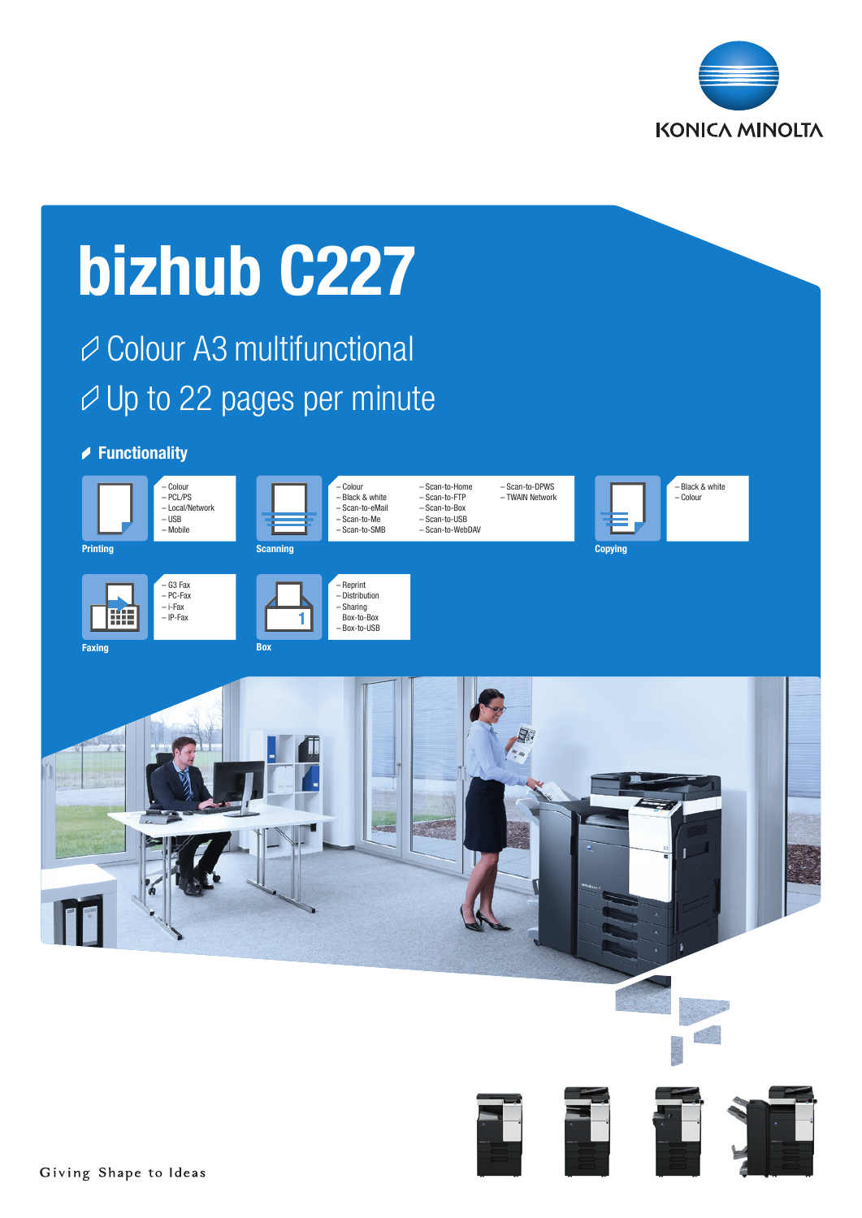KONICA MINOLTA

# bizhub C227

Colour A3 multifunctional

Up to 22 pages per minute

## Functionality

**Printing**
- Colour
- PCL/PS
- Local/Network
- USB
- Mobile

**Scanning**
- Colour
- Black & white
- Scan-to-eMail
- Scan-to-Me
- Scan-to-SMB
- Scan-to-Home
- Scan-to-FTP
- Scan-to-Box
- Scan-to-USB
- Scan-to-WebDAV
- Scan-to-DPWS
- TWAIN Network

**Copying**
- Black & white
- Colour

**Faxing**
- G3 Fax
- PC-Fax
- i-Fax
- IP-Fax

**Box**
- Reprint
- Distribution
- Sharing Box-to-Box
- Box-to-USB

Giving Shape to Ideas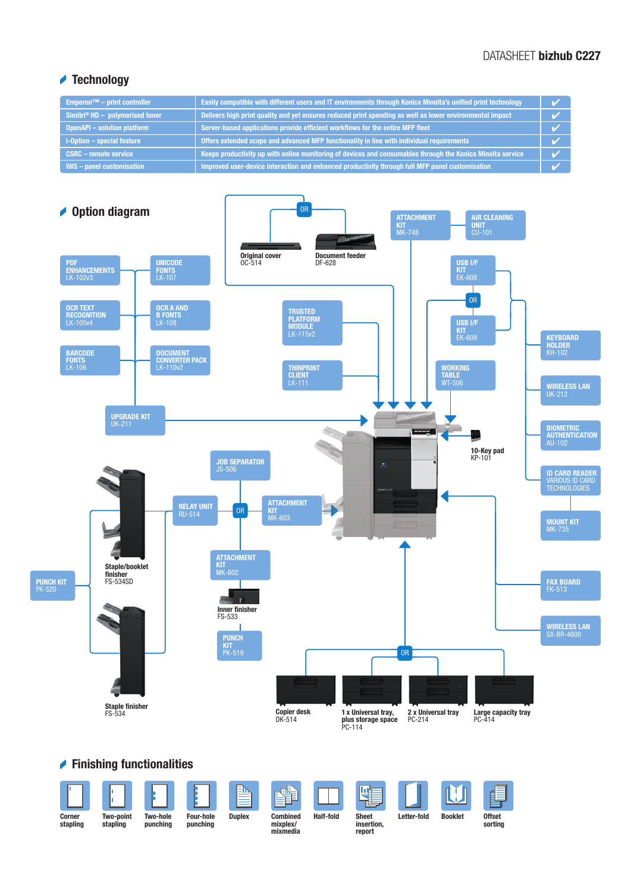## Technology

| Feature | Description | |
|---|---|---|
| Emperon™ – print controller | Easily compatible with different users and IT environments through Konica Minolta's unified print technology | ✔ |
| Simitri® HD – polymerised toner | Delivers high print quality and yet ensures reduced print spending as well as lower environmental impact | ✔ |
| OpenAPI – solution platform | Server-based applications provide efficient workflows for the entire MFP fleet | ✔ |
| i-Option – special feature | Offers extended scope and advanced MFP functionality in line with individual requirements | ✔ |
| CSRC – remote service | Keeps productivity up with online monitoring of devices and consumables through the Konica Minolta service | ✔ |
| IWS – panel customisation | Improved user-device interaction and enhanced productivity through full MFP panel customisation | ✔ |

## Option diagram

- PDF ENHANCEMENTS LK-102v3
- UNICODE FONTS LK-107
- OCR TEXT RECOGNITION LK-105v4
- OCR A AND B FONTS LK-108
- BARCODE FONTS LK-106
- DOCUMENT CONVERTER PACK LK-110v2
- UPGRADE KIT UK-211
- Original cover OC-514 OR Document feeder DF-628
- TRUSTED PLATFORM MODULE LK-115v2
- THINPRINT CLIENT LK-111
- ATTACHMENT KIT MK-748
- AIR CLEANING UNIT CU-101
- USB I/F KIT EK-608 OR USB I/F KIT EK-609
- WORKING TABLE WT-506
- 10-Key pad KP-101
- KEYBOARD HOLDER KH-102
- WIRELESS LAN UK-212
- BIOMETRIC AUTHENTICATION AU-102
- ID CARD READER VARIOUS ID CARD TECHNOLOGIES
- MOUNT KIT MK-735
- FAX BOARD FK-513
- WIRELESS LAN SX-BR-4600
- JOB SEPARATOR JS-506
- RELAY UNIT RU-514
- ATTACHMENT KIT MK-603
- ATTACHMENT KIT MK-602
- Inner finisher FS-533
- PUNCH KIT PK-519
- Staple/booklet finisher FS-534SD
- Staple finisher FS-534
- PUNCH KIT PK-520
- Copier desk DK-514 OR 1 x Universal tray, plus storage space PC-114 OR 2 x Universal tray PC-214 OR Large capacity tray PC-414

## Finishing functionalities

Corner stapling, Two-point stapling, Two-hole punching, Four-hole punching, Duplex, Combined mixplex/mixmedia, Half-fold, Sheet insertion, report, Letter-fold, Booklet, Offset sorting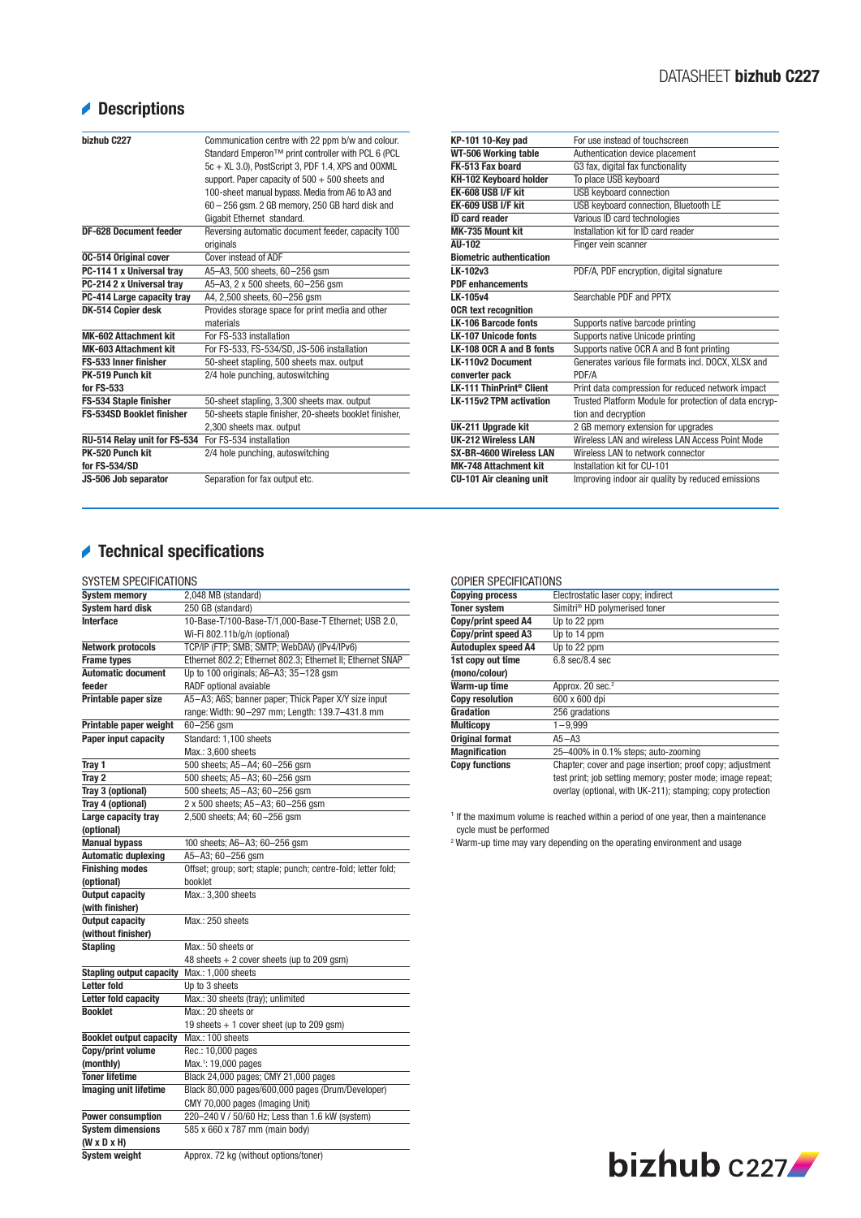## Descriptions

| | |
|---|---|
| **bizhub C227** | Communication centre with 22 ppm b/w and colour. Standard Emperon™ print controller with PCL 6 (PCL 5c + XL 3.0), PostScript 3, PDF 1.4, XPS and OOXML support. Paper capacity of 500 + 500 sheets and 100-sheet manual bypass. Media from A6 to A3 and 60 – 256 gsm. 2 GB memory, 250 GB hard disk and Gigabit Ethernet standard. |
| **DF-628 Document feeder** | Reversing automatic document feeder, capacity 100 originals |
| **OC-514 Original cover** | Cover instead of ADF |
| **PC-114 1 x Universal tray** | A5–A3, 500 sheets, 60–256 gsm |
| **PC-214 2 x Universal tray** | A5–A3, 2 x 500 sheets, 60–256 gsm |
| **PC-414 Large capacity tray** | A4, 2,500 sheets, 60–256 gsm |
| **DK-514 Copier desk** | Provides storage space for print media and other materials |
| **MK-602 Attachment kit** | For FS-533 installation |
| **MK-603 Attachment kit** | For FS-533, FS-534/SD, JS-506 installation |
| **FS-533 Inner finisher** | 50-sheet stapling, 500 sheets max. output |
| **PK-519 Punch kit for FS-533** | 2/4 hole punching, autoswitching |
| **FS-534 Staple finisher** | 50-sheet stapling, 3,300 sheets max. output |
| **FS-534SD Booklet finisher** | 50-sheets staple finisher, 20-sheets booklet finisher, 2,300 sheets max. output |
| **RU-514 Relay unit for FS-534** | For FS-534 installation |
| **PK-520 Punch kit for FS-534/SD** | 2/4 hole punching, autoswitching |
| **JS-506 Job separator** | Separation for fax output etc. |
| **KP-101 10-Key pad** | For use instead of touchscreen |
| **WT-506 Working table** | Authentication device placement |
| **FK-513 Fax board** | G3 fax, digital fax functionality |
| **KH-102 Keyboard holder** | To place USB keyboard |
| **EK-608 USB I/F kit** | USB keyboard connection |
| **EK-609 USB I/F kit** | USB keyboard connection, Bluetooth LE |
| **ID card reader** | Various ID card technologies |
| **MK-735 Mount kit** | Installation kit for ID card reader |
| **AU-102 Biometric authentication** | Finger vein scanner |
| **LK-102v3 PDF enhancements** | PDF/A, PDF encryption, digital signature |
| **LK-105v4 OCR text recognition** | Searchable PDF and PPTX |
| **LK-106 Barcode fonts** | Supports native barcode printing |
| **LK-107 Unicode fonts** | Supports native Unicode printing |
| **LK-108 OCR A and B fonts** | Supports native OCR A and B font printing |
| **LK-110v2 Document converter pack** | Generates various file formats incl. DOCX, XLSX and PDF/A |
| **LK-111 ThinPrint® Client** | Print data compression for reduced network impact |
| **LK-115v2 TPM activation** | Trusted Platform Module for protection of data encryption and decryption |
| **UK-211 Upgrade kit** | 2 GB memory extension for upgrades |
| **UK-212 Wireless LAN** | Wireless LAN and wireless LAN Access Point Mode |
| **SX-BR-4600 Wireless LAN** | Wireless LAN to network connector |
| **MK-748 Attachment kit** | Installation kit for CU-101 |
| **CU-101 Air cleaning unit** | Improving indoor air quality by reduced emissions |

## Technical specifications

### SYSTEM SPECIFICATIONS

| | |
|---|---|
| **System memory** | 2,048 MB (standard) |
| **System hard disk** | 250 GB (standard) |
| **Interface** | 10-Base-T/100-Base-T/1,000-Base-T Ethernet; USB 2.0, Wi-Fi 802.11b/g/n (optional) |
| **Network protocols** | TCP/IP (FTP; SMB; SMTP; WebDAV) (IPv4/IPv6) |
| **Frame types** | Ethernet 802.2; Ethernet 802.3; Ethernet II; Ethernet SNAP |
| **Automatic document feeder** | Up to 100 originals; A6–A3; 35–128 gsm<br>RADF optional avaiable |
| **Printable paper size** | A5–A3; A6S; banner paper; Thick Paper X/Y size input range: Width: 90–297 mm; Length: 139.7–431.8 mm |
| **Printable paper weight** | 60–256 gsm |
| **Paper input capacity** | Standard: 1,100 sheets<br>Max.: 3,600 sheets |
| **Tray 1** | 500 sheets; A5–A4; 60–256 gsm |
| **Tray 2** | 500 sheets; A5–A3; 60–256 gsm |
| **Tray 3 (optional)** | 500 sheets; A5–A3; 60–256 gsm |
| **Tray 4 (optional)** | 2 x 500 sheets; A5–A3; 60–256 gsm |
| **Large capacity tray (optional)** | 2,500 sheets; A4; 60–256 gsm |
| **Manual bypass** | 100 sheets; A6–A3; 60–256 gsm |
| **Automatic duplexing** | A5–A3; 60–256 gsm |
| **Finishing modes (optional)** | Offset; group; sort; staple; punch; centre-fold; letter fold; booklet |
| **Output capacity (with finisher)** | Max.: 3,300 sheets |
| **Output capacity (without finisher)** | Max.: 250 sheets |
| **Stapling** | Max.: 50 sheets or<br>48 sheets + 2 cover sheets (up to 209 gsm) |
| **Stapling output capacity** | Max.: 1,000 sheets |
| **Letter fold** | Up to 3 sheets |
| **Letter fold capacity** | Max.: 30 sheets (tray); unlimited |
| **Booklet** | Max.: 20 sheets or<br>19 sheets + 1 cover sheet (up to 209 gsm) |
| **Booklet output capacity** | Max.: 100 sheets |
| **Copy/print volume (monthly)** | Rec.: 10,000 pages<br>Max.[1]: 19,000 pages |
| **Toner lifetime** | Black 24,000 pages; CMY 21,000 pages |
| **Imaging unit lifetime** | Black 80,000 pages/600,000 pages (Drum/Developer)<br>CMY 70,000 pages (Imaging Unit) |
| **Power consumption** | 220–240 V / 50/60 Hz; Less than 1.6 kW (system) |
| **System dimensions (W x D x H)** | 585 x 660 x 787 mm (main body) |
| **System weight** | Approx. 72 kg (without options/toner) |

### COPIER SPECIFICATIONS

| | |
|---|---|
| **Copying process** | Electrostatic laser copy; indirect |
| **Toner system** | Simitri® HD polymerised toner |
| **Copy/print speed A4** | Up to 22 ppm |
| **Copy/print speed A3** | Up to 14 ppm |
| **Autoduplex speed A4** | Up to 22 ppm |
| **1st copy out time (mono/colour)** | 6.8 sec/8.4 sec |
| **Warm-up time** | Approx. 20 sec.[2] |
| **Copy resolution** | 600 x 600 dpi |
| **Gradation** | 256 gradations |
| **Multicopy** | 1–9,999 |
| **Original format** | A5–A3 |
| **Magnification** | 25–400% in 0.1% steps; auto-zooming |
| **Copy functions** | Chapter; cover and page insertion; proof copy; adjustment test print; job setting memory; poster mode; image repeat; overlay (optional, with UK-211); stamping; copy protection |

[1] If the maximum volume is reached within a period of one year, then a maintenance cycle must be performed

[2] Warm-up time may vary depending on the operating environment and usage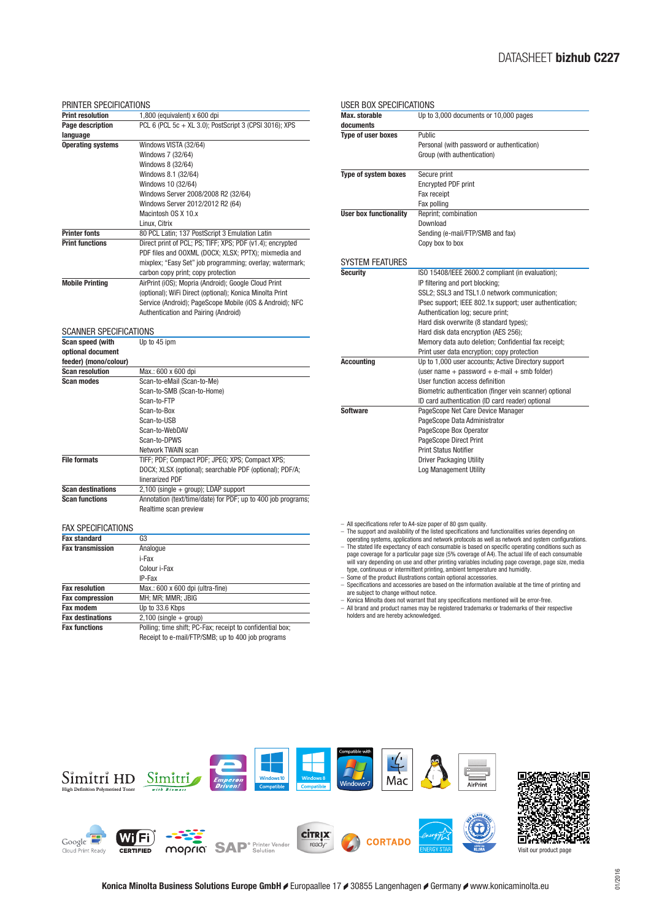# DATASHEET **bizhub C227**

## PRINTER SPECIFICATIONS

| | |
|---|---|
| **Print resolution** | 1,800 (equivalent) x 600 dpi |
| **Page description language** | PCL 6 (PCL 5c + XL 3.0); PostScript 3 (CPSI 3016); XPS |
| **Operating systems** | Windows VISTA (32/64)<br>Windows 7 (32/64)<br>Windows 8 (32/64)<br>Windows 8.1 (32/64)<br>Windows 10 (32/64)<br>Windows Server 2008/2008 R2 (32/64)<br>Windows Server 2012/2012 R2 (64)<br>Macintosh OS X 10.x<br>Linux, Citrix |
| **Printer fonts** | 80 PCL Latin; 137 PostScript 3 Emulation Latin |
| **Print functions** | Direct print of PCL; PS; TIFF; XPS; PDF (v1.4); encrypted PDF files and OOXML (DOCX; XLSX; PPTX); mixmedia and mixplex; "Easy Set" job programming; overlay; watermark; carbon copy print; copy protection |
| **Mobile Printing** | AirPrint (iOS); Mopria (Android); Google Cloud Print (optional); WiFi Direct (optional); Konica Minolta Print Service (Android); PageScope Mobile (iOS & Android); NFC Authentication and Pairing (Android) |

## SCANNER SPECIFICATIONS

| | |
|---|---|
| **Scan speed (with optional document feeder) (mono/colour)** | Up to 45 ipm |
| **Scan resolution** | Max.: 600 x 600 dpi |
| **Scan modes** | Scan-to-eMail (Scan-to-Me)<br>Scan-to-SMB (Scan-to-Home)<br>Scan-to-FTP<br>Scan-to-Box<br>Scan-to-USB<br>Scan-to-WebDAV<br>Scan-to-DPWS<br>Network TWAIN scan |
| **File formats** | TIFF; PDF; Compact PDF; JPEG; XPS; Compact XPS; DOCX; XLSX (optional); searchable PDF (optional); PDF/A; linerarized PDF |
| **Scan destinations** | 2,100 (single + group); LDAP support |
| **Scan functions** | Annotation (text/time/date) for PDF; up to 400 job programs; Realtime scan preview |

## FAX SPECIFICATIONS

| | |
|---|---|
| **Fax standard** | G3 |
| **Fax transmission** | Analogue<br>i-Fax<br>Colour i-Fax<br>IP-Fax |
| **Fax resolution** | Max.: 600 x 600 dpi (ultra-fine) |
| **Fax compression** | MH; MR; MMR; JBIG |
| **Fax modem** | Up to 33.6 Kbps |
| **Fax destinations** | 2,100 (single + group) |
| **Fax functions** | Polling; time shift; PC-Fax; receipt to confidential box; Receipt to e-mail/FTP/SMB; up to 400 job programs |

## USER BOX SPECIFICATIONS

| | |
|---|---|
| **Max. storable documents** | Up to 3,000 documents or 10,000 pages |
| **Type of user boxes** | Public<br>Personal (with password or authentication)<br>Group (with authentication) |
| **Type of system boxes** | Secure print<br>Encrypted PDF print<br>Fax receipt<br>Fax polling |
| **User box functionality** | Reprint; combination<br>Download<br>Sending (e-mail/FTP/SMB and fax)<br>Copy box to box |

## SYSTEM FEATURES

| | |
|---|---|
| **Security** | ISO 15408/IEEE 2600.2 compliant (in evaluation);<br>IP filtering and port blocking;<br>SSL2; SSL3 and TSL1.0 network communication;<br>IPsec support; IEEE 802.1x support; user authentication;<br>Authentication log; secure print;<br>Hard disk overwrite (8 standard types);<br>Hard disk data encryption (AES 256);<br>Memory data auto deletion; Confidential fax receipt;<br>Print user data encryption; copy protection |
| **Accounting** | Up to 1,000 user accounts; Active Directory support (user name + password + e-mail + smb folder)<br>User function access definition<br>Biometric authentication (finger vein scanner) optional<br>ID card authentication (ID card reader) optional |
| **Software** | PageScope Net Care Device Manager<br>PageScope Data Administrator<br>PageScope Box Operator<br>PageScope Direct Print<br>Print Status Notifier<br>Driver Packaging Utility<br>Log Management Utility |

- All specifications refer to A4-size paper of 80 gsm quality.
- The support and availability of the listed specifications and functionalities varies depending on operating systems, applications and network protocols as well as network and system configurations.
- The stated life expectancy of each consumable is based on specific operating conditions such as page coverage for a particular page size (5% coverage of A4). The actual life of each consumable will vary depending on use and other printing variables including page coverage, page size, media type, continuous or intermittent printing, ambient temperature and humidity.
- Some of the product illustrations contain optional accessories.
- Specifications and accessories are based on the information available at the time of printing and are subject to change without notice.
- Konica Minolta does not warrant that any specifications mentioned will be error-free.
- All brand and product names may be registered trademarks or trademarks of their respective holders and are hereby acknowledged.

Visit our product page

**Konica Minolta Business Solutions Europe GmbH** / Europaallee 17 / 30855 Langenhagen / Germany / www.konicaminolta.eu

01/2016